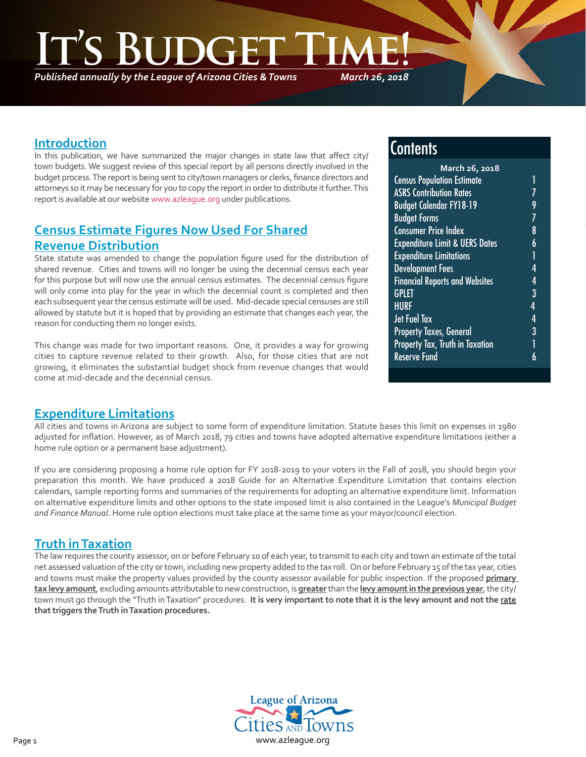# It's Budget Time!

*Published annually by the League of Arizona Cities & Towns* *March 26, 2018*

## Contents

**March 26, 2018**

| | |
|---|---|
| Census Population Estimate | 1 |
| ASRS Contribution Rates | 7 |
| Budget Calendar FY18-19 | 9 |
| Budget Forms | 7 |
| Consumer Price Index | 8 |
| Expenditure Limit & UERS Dates | 6 |
| Expenditure Limitations | 1 |
| Development Fees | 4 |
| Financial Reports and Websites | 4 |
| GPLET | 3 |
| HURF | 4 |
| Jet Fuel Tax | 4 |
| Property Taxes, General | 3 |
| Property Tax, Truth in Taxation | 1 |
| Reserve Fund | 6 |

## Introduction

In this publication, we have summarized the major changes in state law that affect city/town budgets. We suggest review of this special report by all persons directly involved in the budget process. The report is being sent to city/town managers or clerks, finance directors and attorneys so it may be necessary for you to copy the report in order to distribute it further. This report is available at our website www.azleague.org under publications.

## Census Estimate Figures Now Used For Shared Revenue Distribution

State statute was amended to change the population figure used for the distribution of shared revenue. Cities and towns will no longer be using the decennial census each year for this purpose but will now use the annual census estimates. The decennial census figure will only come into play for the year in which the decennial count is completed and then each subsequent year the census estimate will be used. Mid-decade special censuses are still allowed by statute but it is hoped that by providing an estimate that changes each year, the reason for conducting them no longer exists.

This change was made for two important reasons. One, it provides a way for growing cities to capture revenue related to their growth. Also, for those cities that are not growing, it eliminates the substantial budget shock from revenue changes that would come at mid-decade and the decennial census.

## Expenditure Limitations

All cities and towns in Arizona are subject to some form of expenditure limitation. Statute bases this limit on expenses in 1980 adjusted for inflation. However, as of March 2018, 79 cities and towns have adopted alternative expenditure limitations (either a home rule option or a permanent base adjustment).

If you are considering proposing a home rule option for FY 2018-2019 to your voters in the Fall of 2018, you should begin your preparation this month. We have produced a 2018 Guide for an Alternative Expenditure Limitation that contains election calendars, sample reporting forms and summaries of the requirements for adopting an alternative expenditure limit. Information on alternative expenditure limits and other options to the state imposed limit is also contained in the League's *Municipal Budget and Finance Manual*. Home rule option elections must take place at the same time as your mayor/council election.

## Truth in Taxation

The law requires the county assessor, on or before February 10 of each year, to transmit to each city and town an estimate of the total net assessed valuation of the city or town, including new property added to the tax roll. On or before February 15 of the tax year, cities and towns must make the property values provided by the county assessor available for public inspection. If the proposed **primary tax levy amount**, excluding amounts attributable to new construction, is **greater** than the **levy amount in the previous year**, the city/town must go through the "Truth in Taxation" procedures. **It is very important to note that it is the levy amount and not the rate that triggers the Truth in Taxation procedures.**

League of Arizona Cities and Towns
www.azleague.org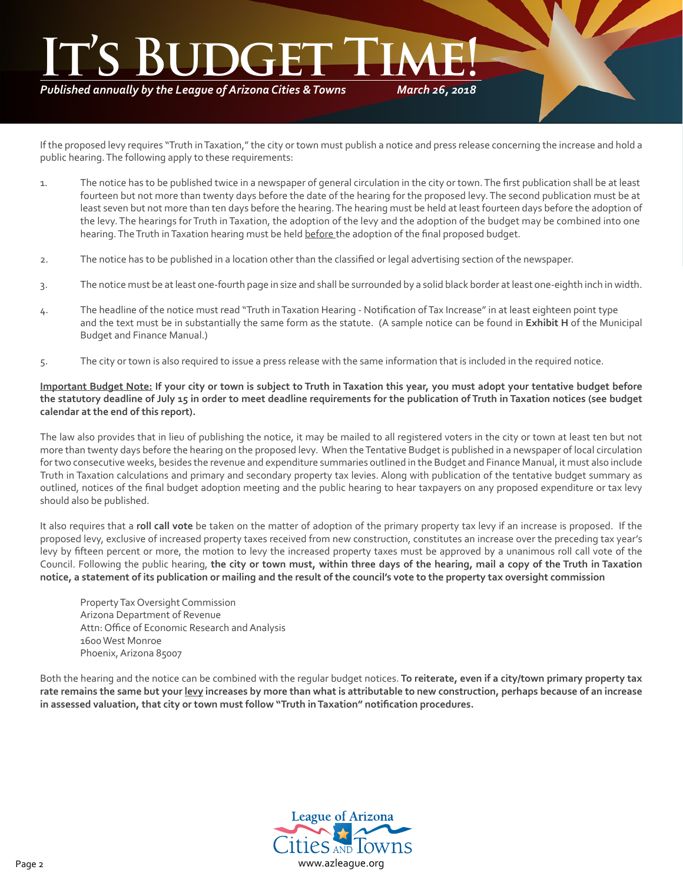If the proposed levy requires "Truth in Taxation," the city or town must publish a notice and press release concerning the increase and hold a public hearing. The following apply to these requirements:

1. The notice has to be published twice in a newspaper of general circulation in the city or town. The first publication shall be at least fourteen but not more than twenty days before the date of the hearing for the proposed levy. The second publication must be at least seven but not more than ten days before the hearing. The hearing must be held at least fourteen days before the adoption of the levy. The hearings for Truth in Taxation, the adoption of the levy and the adoption of the budget may be combined into one hearing. The Truth in Taxation hearing must be held <u>before</u> the adoption of the final proposed budget.

2. The notice has to be published in a location other than the classified or legal advertising section of the newspaper.

3. The notice must be at least one-fourth page in size and shall be surrounded by a solid black border at least one-eighth inch in width.

4. The headline of the notice must read "Truth in Taxation Hearing - Notification of Tax Increase" in at least eighteen point type and the text must be in substantially the same form as the statute. (A sample notice can be found in **Exhibit H** of the Municipal Budget and Finance Manual.)

5. The city or town is also required to issue a press release with the same information that is included in the required notice.

**<u>Important Budget Note:</u> If your city or town is subject to Truth in Taxation this year, you must adopt your tentative budget before the statutory deadline of July 15 in order to meet deadline requirements for the publication of Truth in Taxation notices (see budget calendar at the end of this report).**

The law also provides that in lieu of publishing the notice, it may be mailed to all registered voters in the city or town at least ten but not more than twenty days before the hearing on the proposed levy. When the Tentative Budget is published in a newspaper of local circulation for two consecutive weeks, besides the revenue and expenditure summaries outlined in the Budget and Finance Manual, it must also include Truth in Taxation calculations and primary and secondary property tax levies. Along with publication of the tentative budget summary as outlined, notices of the final budget adoption meeting and the public hearing to hear taxpayers on any proposed expenditure or tax levy should also be published.

It also requires that a **roll call vote** be taken on the matter of adoption of the primary property tax levy if an increase is proposed. If the proposed levy, exclusive of increased property taxes received from new construction, constitutes an increase over the preceding tax year's levy by fifteen percent or more, the motion to levy the increased property taxes must be approved by a unanimous roll call vote of the Council. Following the public hearing, **the city or town must, within three days of the hearing, mail a copy of the Truth in Taxation notice, a statement of its publication or mailing and the result of the council's vote to the property tax oversight commission**

Property Tax Oversight Commission
Arizona Department of Revenue
Attn: Office of Economic Research and Analysis
1600 West Monroe
Phoenix, Arizona 85007

Both the hearing and the notice can be combined with the regular budget notices. **To reiterate, even if a city/town primary property tax rate remains the same but your <u>levy</u> increases by more than what is attributable to new construction, perhaps because of an increase in assessed valuation, that city or town must follow "Truth in Taxation" notification procedures.**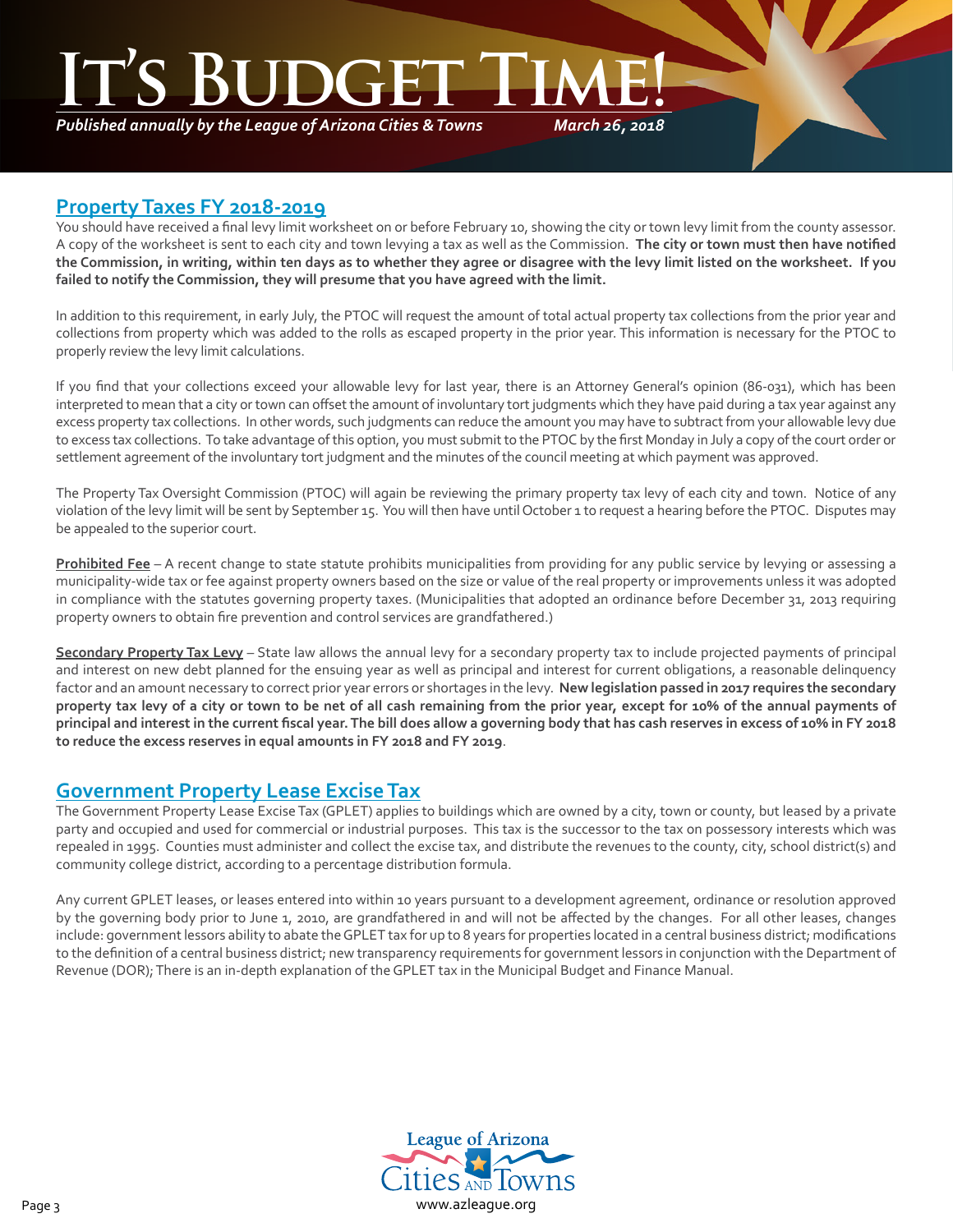## Property Taxes FY 2018-2019

You should have received a final levy limit worksheet on or before February 10, showing the city or town levy limit from the county assessor. A copy of the worksheet is sent to each city and town levying a tax as well as the Commission. **The city or town must then have notified the Commission, in writing, within ten days as to whether they agree or disagree with the levy limit listed on the worksheet. If you failed to notify the Commission, they will presume that you have agreed with the limit.**

In addition to this requirement, in early July, the PTOC will request the amount of total actual property tax collections from the prior year and collections from property which was added to the rolls as escaped property in the prior year. This information is necessary for the PTOC to properly review the levy limit calculations.

If you find that your collections exceed your allowable levy for last year, there is an Attorney General's opinion (86-031), which has been interpreted to mean that a city or town can offset the amount of involuntary tort judgments which they have paid during a tax year against any excess property tax collections. In other words, such judgments can reduce the amount you may have to subtract from your allowable levy due to excess tax collections. To take advantage of this option, you must submit to the PTOC by the first Monday in July a copy of the court order or settlement agreement of the involuntary tort judgment and the minutes of the council meeting at which payment was approved.

The Property Tax Oversight Commission (PTOC) will again be reviewing the primary property tax levy of each city and town. Notice of any violation of the levy limit will be sent by September 15. You will then have until October 1 to request a hearing before the PTOC. Disputes may be appealed to the superior court.

**Prohibited Fee** – A recent change to state statute prohibits municipalities from providing for any public service by levying or assessing a municipality-wide tax or fee against property owners based on the size or value of the real property or improvements unless it was adopted in compliance with the statutes governing property taxes. (Municipalities that adopted an ordinance before December 31, 2013 requiring property owners to obtain fire prevention and control services are grandfathered.)

**Secondary Property Tax Levy** – State law allows the annual levy for a secondary property tax to include projected payments of principal and interest on new debt planned for the ensuing year as well as principal and interest for current obligations, a reasonable delinquency factor and an amount necessary to correct prior year errors or shortages in the levy. **New legislation passed in 2017 requires the secondary property tax levy of a city or town to be net of all cash remaining from the prior year, except for 10% of the annual payments of principal and interest in the current fiscal year. The bill does allow a governing body that has cash reserves in excess of 10% in FY 2018 to reduce the excess reserves in equal amounts in FY 2018 and FY 2019**.

## Government Property Lease Excise Tax

The Government Property Lease Excise Tax (GPLET) applies to buildings which are owned by a city, town or county, but leased by a private party and occupied and used for commercial or industrial purposes. This tax is the successor to the tax on possessory interests which was repealed in 1995. Counties must administer and collect the excise tax, and distribute the revenues to the county, city, school district(s) and community college district, according to a percentage distribution formula.

Any current GPLET leases, or leases entered into within 10 years pursuant to a development agreement, ordinance or resolution approved by the governing body prior to June 1, 2010, are grandfathered in and will not be affected by the changes. For all other leases, changes include: government lessors ability to abate the GPLET tax for up to 8 years for properties located in a central business district; modifications to the definition of a central business district; new transparency requirements for government lessors in conjunction with the Department of Revenue (DOR); There is an in-depth explanation of the GPLET tax in the Municipal Budget and Finance Manual.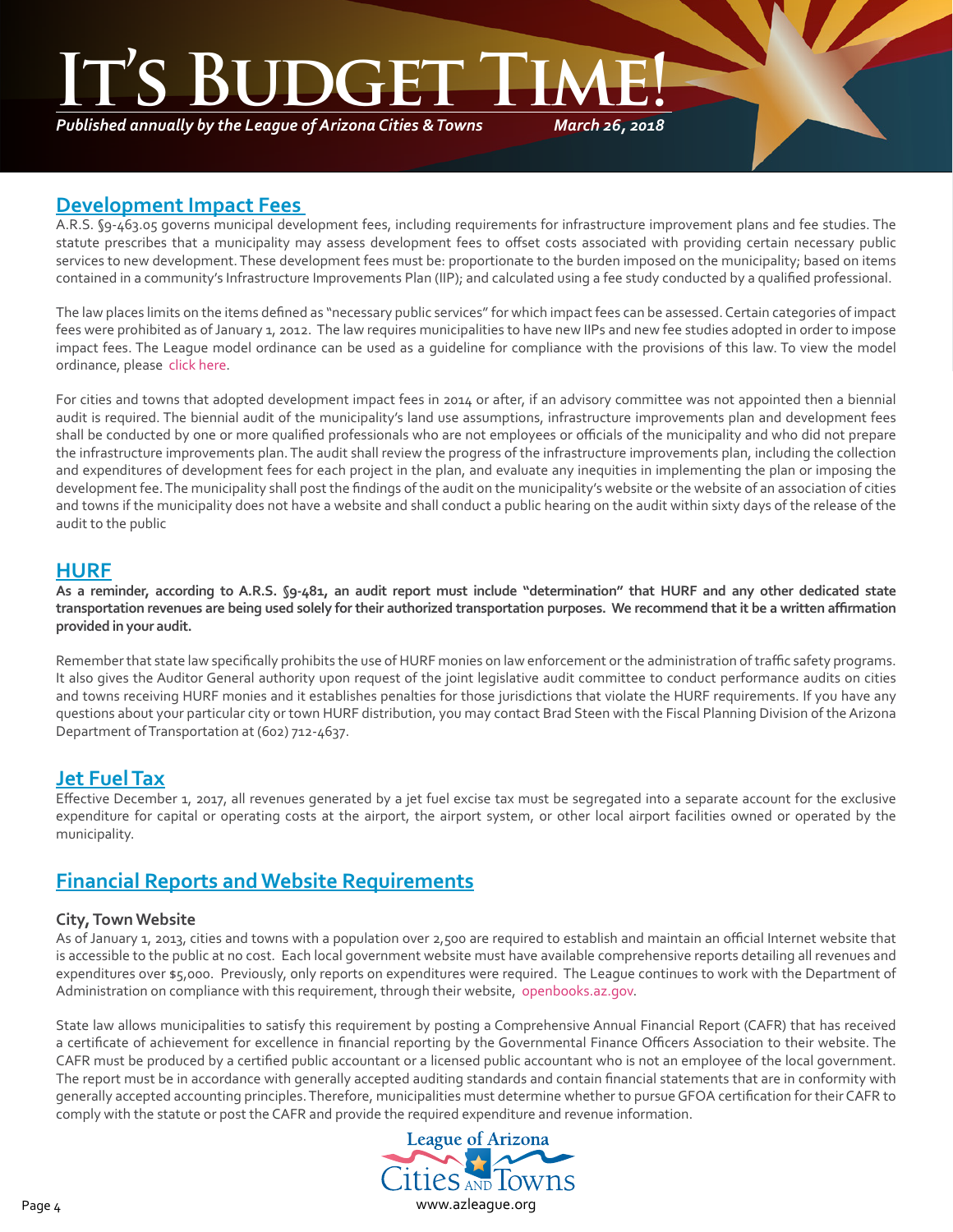## Development Impact Fees

A.R.S. §9-463.05 governs municipal development fees, including requirements for infrastructure improvement plans and fee studies. The statute prescribes that a municipality may assess development fees to offset costs associated with providing certain necessary public services to new development. These development fees must be: proportionate to the burden imposed on the municipality; based on items contained in a community's Infrastructure Improvements Plan (IIP); and calculated using a fee study conducted by a qualified professional.

The law places limits on the items defined as "necessary public services" for which impact fees can be assessed. Certain categories of impact fees were prohibited as of January 1, 2012. The law requires municipalities to have new IIPs and new fee studies adopted in order to impose impact fees. The League model ordinance can be used as a guideline for compliance with the provisions of this law. To view the model ordinance, please click here.

For cities and towns that adopted development impact fees in 2014 or after, if an advisory committee was not appointed then a biennial audit is required. The biennial audit of the municipality's land use assumptions, infrastructure improvements plan and development fees shall be conducted by one or more qualified professionals who are not employees or officials of the municipality and who did not prepare the infrastructure improvements plan. The audit shall review the progress of the infrastructure improvements plan, including the collection and expenditures of development fees for each project in the plan, and evaluate any inequities in implementing the plan or imposing the development fee. The municipality shall post the findings of the audit on the municipality's website or the website of an association of cities and towns if the municipality does not have a website and shall conduct a public hearing on the audit within sixty days of the release of the audit to the public

## HURF

**As a reminder, according to A.R.S. §9-481, an audit report must include "determination" that HURF and any other dedicated state transportation revenues are being used solely for their authorized transportation purposes. We recommend that it be a written affirmation provided in your audit.**

Remember that state law specifically prohibits the use of HURF monies on law enforcement or the administration of traffic safety programs. It also gives the Auditor General authority upon request of the joint legislative audit committee to conduct performance audits on cities and towns receiving HURF monies and it establishes penalties for those jurisdictions that violate the HURF requirements. If you have any questions about your particular city or town HURF distribution, you may contact Brad Steen with the Fiscal Planning Division of the Arizona Department of Transportation at (602) 712-4637.

## Jet Fuel Tax

Effective December 1, 2017, all revenues generated by a jet fuel excise tax must be segregated into a separate account for the exclusive expenditure for capital or operating costs at the airport, the airport system, or other local airport facilities owned or operated by the municipality.

## Financial Reports and Website Requirements

### City, Town Website

As of January 1, 2013, cities and towns with a population over 2,500 are required to establish and maintain an official Internet website that is accessible to the public at no cost. Each local government website must have available comprehensive reports detailing all revenues and expenditures over $5,000. Previously, only reports on expenditures were required. The League continues to work with the Department of Administration on compliance with this requirement, through their website, openbooks.az.gov.

State law allows municipalities to satisfy this requirement by posting a Comprehensive Annual Financial Report (CAFR) that has received a certificate of achievement for excellence in financial reporting by the Governmental Finance Officers Association to their website. The CAFR must be produced by a certified public accountant or a licensed public accountant who is not an employee of the local government. The report must be in accordance with generally accepted auditing standards and contain financial statements that are in conformity with generally accepted accounting principles. Therefore, municipalities must determine whether to pursue GFOA certification for their CAFR to comply with the statute or post the CAFR and provide the required expenditure and revenue information.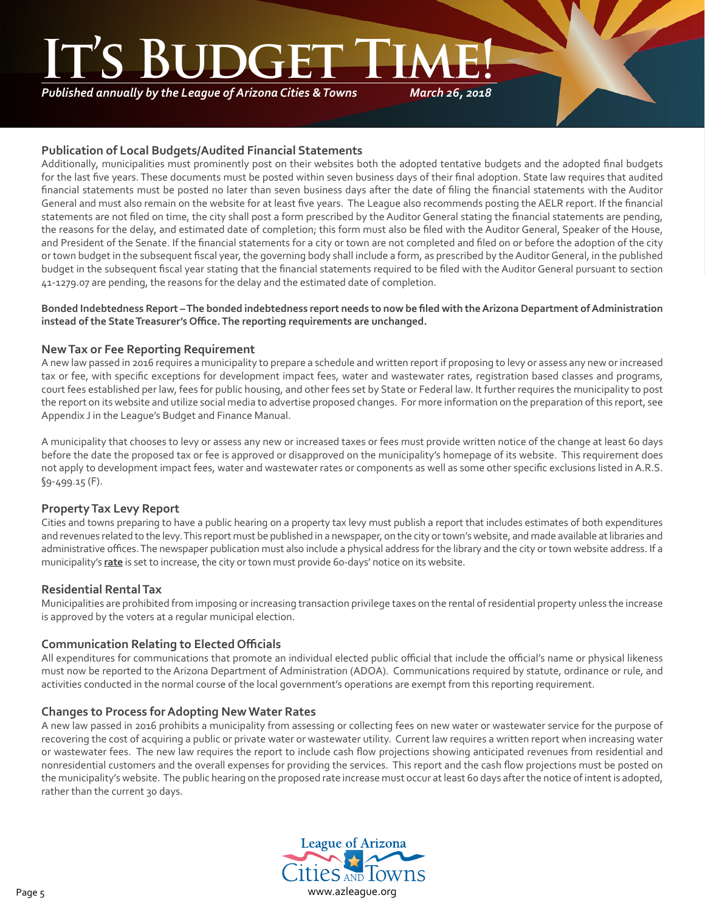### Publication of Local Budgets/Audited Financial Statements

Additionally, municipalities must prominently post on their websites both the adopted tentative budgets and the adopted final budgets for the last five years. These documents must be posted within seven business days of their final adoption. State law requires that audited financial statements must be posted no later than seven business days after the date of filing the financial statements with the Auditor General and must also remain on the website for at least five years. The League also recommends posting the AELR report. If the financial statements are not filed on time, the city shall post a form prescribed by the Auditor General stating the financial statements are pending, the reasons for the delay, and estimated date of completion; this form must also be filed with the Auditor General, Speaker of the House, and President of the Senate. If the financial statements for a city or town are not completed and filed on or before the adoption of the city or town budget in the subsequent fiscal year, the governing body shall include a form, as prescribed by the Auditor General, in the published budget in the subsequent fiscal year stating that the financial statements required to be filed with the Auditor General pursuant to section 41-1279.07 are pending, the reasons for the delay and the estimated date of completion.

**Bonded Indebtedness Report – The bonded indebtedness report needs to now be filed with the Arizona Department of Administration instead of the State Treasurer's Office. The reporting requirements are unchanged.**

### New Tax or Fee Reporting Requirement

A new law passed in 2016 requires a municipality to prepare a schedule and written report if proposing to levy or assess any new or increased tax or fee, with specific exceptions for development impact fees, water and wastewater rates, registration based classes and programs, court fees established per law, fees for public housing, and other fees set by State or Federal law. It further requires the municipality to post the report on its website and utilize social media to advertise proposed changes. For more information on the preparation of this report, see Appendix J in the League's Budget and Finance Manual.

A municipality that chooses to levy or assess any new or increased taxes or fees must provide written notice of the change at least 60 days before the date the proposed tax or fee is approved or disapproved on the municipality's homepage of its website. This requirement does not apply to development impact fees, water and wastewater rates or components as well as some other specific exclusions listed in A.R.S. §9-499.15 (F).

### Property Tax Levy Report

Cities and towns preparing to have a public hearing on a property tax levy must publish a report that includes estimates of both expenditures and revenues related to the levy. This report must be published in a newspaper, on the city or town's website, and made available at libraries and administrative offices. The newspaper publication must also include a physical address for the library and the city or town website address. If a municipality's **rate** is set to increase, the city or town must provide 60-days' notice on its website.

### Residential Rental Tax

Municipalities are prohibited from imposing or increasing transaction privilege taxes on the rental of residential property unless the increase is approved by the voters at a regular municipal election.

### Communication Relating to Elected Officials

All expenditures for communications that promote an individual elected public official that include the official's name or physical likeness must now be reported to the Arizona Department of Administration (ADOA). Communications required by statute, ordinance or rule, and activities conducted in the normal course of the local government's operations are exempt from this reporting requirement.

### Changes to Process for Adopting New Water Rates

A new law passed in 2016 prohibits a municipality from assessing or collecting fees on new water or wastewater service for the purpose of recovering the cost of acquiring a public or private water or wastewater utility. Current law requires a written report when increasing water or wastewater fees. The new law requires the report to include cash flow projections showing anticipated revenues from residential and nonresidential customers and the overall expenses for providing the services. This report and the cash flow projections must be posted on the municipality's website. The public hearing on the proposed rate increase must occur at least 60 days after the notice of intent is adopted, rather than the current 30 days.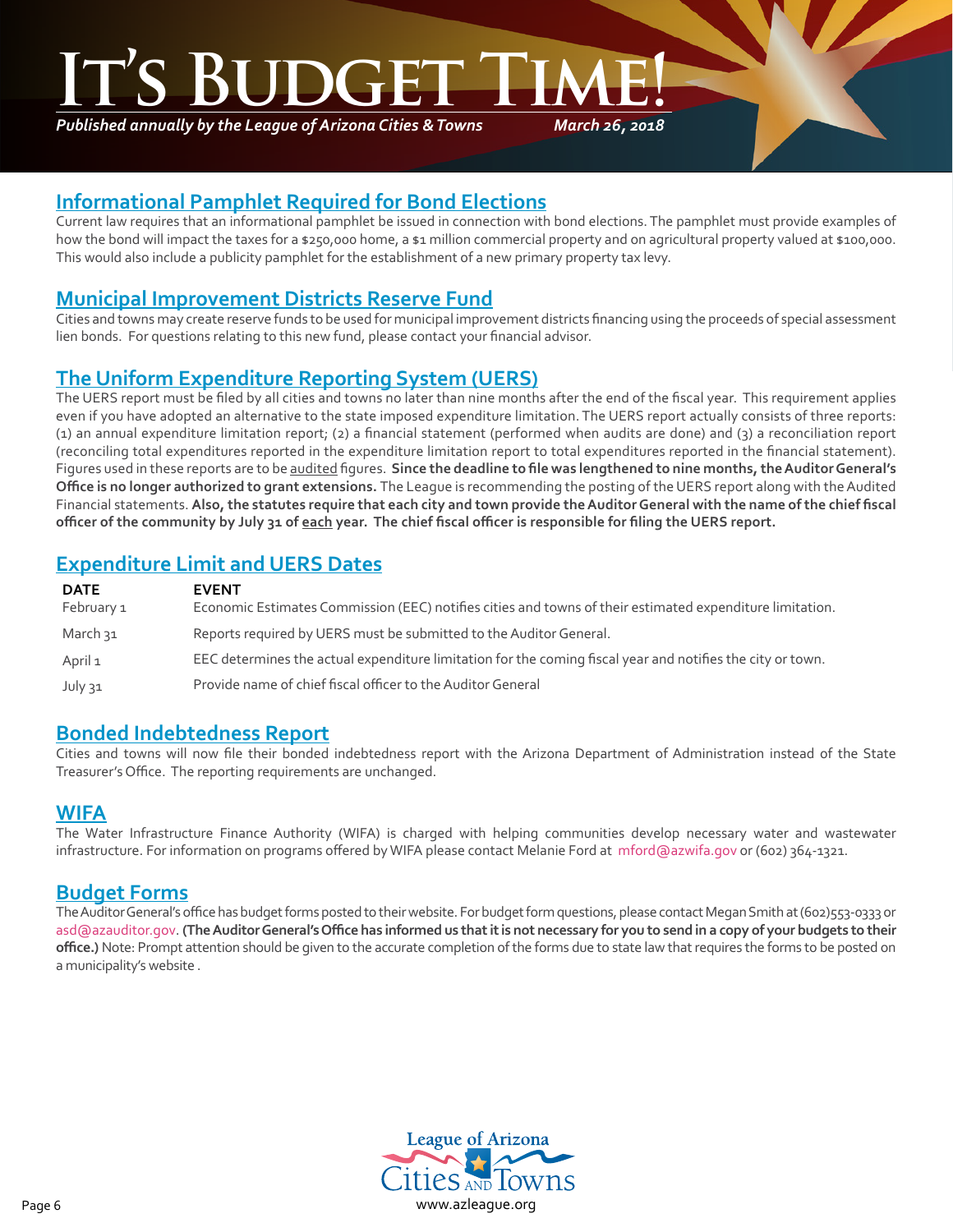# It's Budget Time!

*Published annually by the League of Arizona Cities & Towns* *March 26, 2018*

## Informational Pamphlet Required for Bond Elections

Current law requires that an informational pamphlet be issued in connection with bond elections. The pamphlet must provide examples of how the bond will impact the taxes for a $250,000 home, a $1 million commercial property and on agricultural property valued at $100,000. This would also include a publicity pamphlet for the establishment of a new primary property tax levy.

## Municipal Improvement Districts Reserve Fund

Cities and towns may create reserve funds to be used for municipal improvement districts financing using the proceeds of special assessment lien bonds. For questions relating to this new fund, please contact your financial advisor.

## The Uniform Expenditure Reporting System (UERS)

The UERS report must be filed by all cities and towns no later than nine months after the end of the fiscal year. This requirement applies even if you have adopted an alternative to the state imposed expenditure limitation. The UERS report actually consists of three reports: (1) an annual expenditure limitation report; (2) a financial statement (performed when audits are done) and (3) a reconciliation report (reconciling total expenditures reported in the expenditure limitation report to total expenditures reported in the financial statement). Figures used in these reports are to be audited figures. **Since the deadline to file was lengthened to nine months, the Auditor General's Office is no longer authorized to grant extensions.** The League is recommending the posting of the UERS report along with the Audited Financial statements. **Also, the statutes require that each city and town provide the Auditor General with the name of the chief fiscal officer of the community by July 31 of each year. The chief fiscal officer is responsible for filing the UERS report.**

## Expenditure Limit and UERS Dates

| DATE | EVENT |
|---|---|
| February 1 | Economic Estimates Commission (EEC) notifies cities and towns of their estimated expenditure limitation. |
| March 31 | Reports required by UERS must be submitted to the Auditor General. |
| April 1 | EEC determines the actual expenditure limitation for the coming fiscal year and notifies the city or town. |
| July 31 | Provide name of chief fiscal officer to the Auditor General |

## Bonded Indebtedness Report

Cities and towns will now file their bonded indebtedness report with the Arizona Department of Administration instead of the State Treasurer's Office. The reporting requirements are unchanged.

## WIFA

The Water Infrastructure Finance Authority (WIFA) is charged with helping communities develop necessary water and wastewater infrastructure. For information on programs offered by WIFA please contact Melanie Ford at mford@azwifa.gov or (602) 364-1321.

## Budget Forms

The Auditor General's office has budget forms posted to their website. For budget form questions, please contact Megan Smith at (602)553-0333 or asd@azauditor.gov. **(The Auditor General's Office has informed us that it is not necessary for you to send in a copy of your budgets to their office.)** Note: Prompt attention should be given to the accurate completion of the forms due to state law that requires the forms to be posted on a municipality's website .

League of Arizona Cities and Towns
www.azleague.org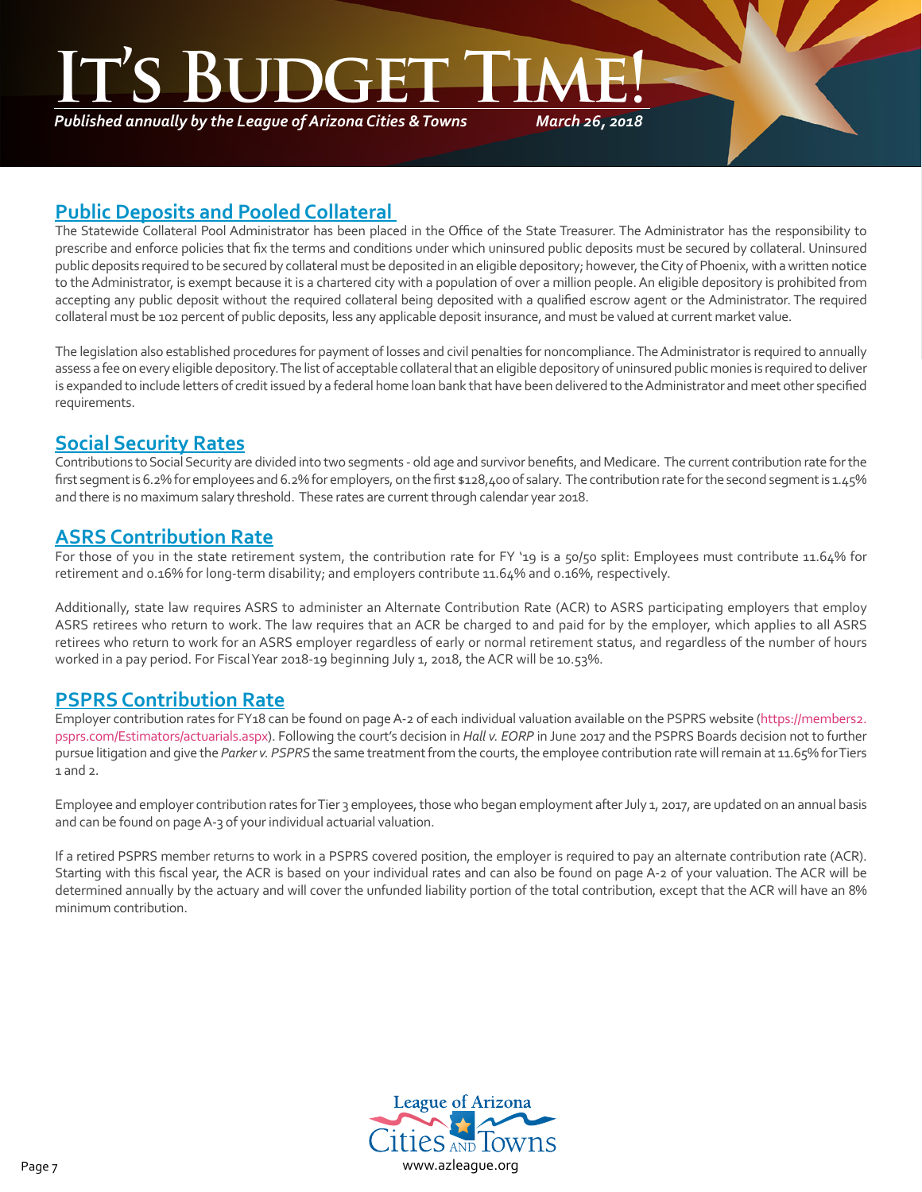## Public Deposits and Pooled Collateral

The Statewide Collateral Pool Administrator has been placed in the Office of the State Treasurer. The Administrator has the responsibility to prescribe and enforce policies that fix the terms and conditions under which uninsured public deposits must be secured by collateral. Uninsured public deposits required to be secured by collateral must be deposited in an eligible depository; however, the City of Phoenix, with a written notice to the Administrator, is exempt because it is a chartered city with a population of over a million people. An eligible depository is prohibited from accepting any public deposit without the required collateral being deposited with a qualified escrow agent or the Administrator. The required collateral must be 102 percent of public deposits, less any applicable deposit insurance, and must be valued at current market value.

The legislation also established procedures for payment of losses and civil penalties for noncompliance. The Administrator is required to annually assess a fee on every eligible depository. The list of acceptable collateral that an eligible depository of uninsured public monies is required to deliver is expanded to include letters of credit issued by a federal home loan bank that have been delivered to the Administrator and meet other specified requirements.

## Social Security Rates

Contributions to Social Security are divided into two segments - old age and survivor benefits, and Medicare. The current contribution rate for the first segment is 6.2% for employees and 6.2% for employers, on the first $128,400 of salary. The contribution rate for the second segment is 1.45% and there is no maximum salary threshold. These rates are current through calendar year 2018.

## ASRS Contribution Rate

For those of you in the state retirement system, the contribution rate for FY '19 is a 50/50 split: Employees must contribute 11.64% for retirement and 0.16% for long-term disability; and employers contribute 11.64% and 0.16%, respectively.

Additionally, state law requires ASRS to administer an Alternate Contribution Rate (ACR) to ASRS participating employers that employ ASRS retirees who return to work. The law requires that an ACR be charged to and paid for by the employer, which applies to all ASRS retirees who return to work for an ASRS employer regardless of early or normal retirement status, and regardless of the number of hours worked in a pay period. For Fiscal Year 2018-19 beginning July 1, 2018, the ACR will be 10.53%.

## PSPRS Contribution Rate

Employer contribution rates for FY18 can be found on page A-2 of each individual valuation available on the PSPRS website (https://members2.psprs.com/Estimators/actuarials.aspx). Following the court's decision in *Hall v. EORP* in June 2017 and the PSPRS Boards decision not to further pursue litigation and give the *Parker v. PSPRS* the same treatment from the courts, the employee contribution rate will remain at 11.65% for Tiers 1 and 2.

Employee and employer contribution rates for Tier 3 employees, those who began employment after July 1, 2017, are updated on an annual basis and can be found on page A-3 of your individual actuarial valuation.

If a retired PSPRS member returns to work in a PSPRS covered position, the employer is required to pay an alternate contribution rate (ACR). Starting with this fiscal year, the ACR is based on your individual rates and can also be found on page A-2 of your valuation. The ACR will be determined annually by the actuary and will cover the unfunded liability portion of the total contribution, except that the ACR will have an 8% minimum contribution.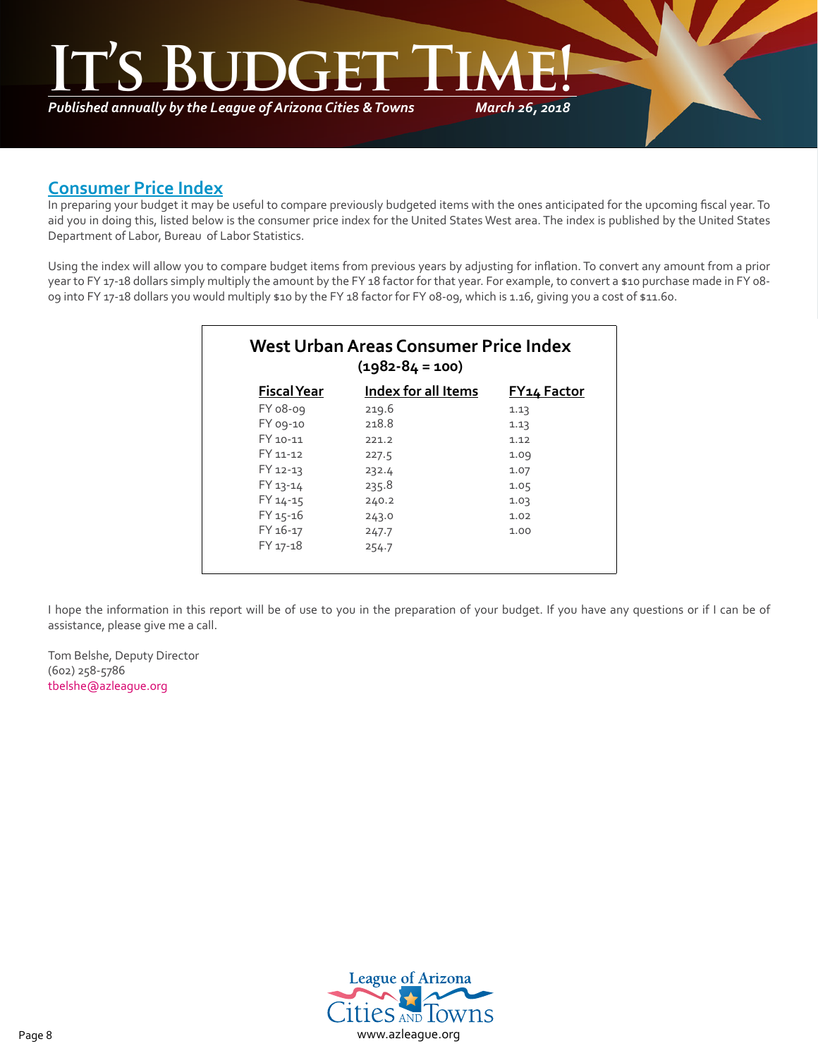## Consumer Price Index

In preparing your budget it may be useful to compare previously budgeted items with the ones anticipated for the upcoming fiscal year. To aid you in doing this, listed below is the consumer price index for the United States West area. The index is published by the United States Department of Labor, Bureau of Labor Statistics.

Using the index will allow you to compare budget items from previous years by adjusting for inflation. To convert any amount from a prior year to FY 17-18 dollars simply multiply the amount by the FY 18 factor for that year. For example, to convert a $10 purchase made in FY 08-09 into FY 17-18 dollars you would multiply $10 by the FY 18 factor for FY 08-09, which is 1.16, giving you a cost of $11.60.

### West Urban Areas Consumer Price Index
**(1982-84 = 100)**

| Fiscal Year | Index for all Items | FY14 Factor |
|---|---|---|
| FY 08-09 | 219.6 | 1.13 |
| FY 09-10 | 218.8 | 1.13 |
| FY 10-11 | 221.2 | 1.12 |
| FY 11-12 | 227.5 | 1.09 |
| FY 12-13 | 232.4 | 1.07 |
| FY 13-14 | 235.8 | 1.05 |
| FY 14-15 | 240.2 | 1.03 |
| FY 15-16 | 243.0 | 1.02 |
| FY 16-17 | 247.7 | 1.00 |
| FY 17-18 | 254.7 | |

I hope the information in this report will be of use to you in the preparation of your budget. If you have any questions or if I can be of assistance, please give me a call.

Tom Belshe, Deputy Director
(602) 258-5786
tbelshe@azleague.org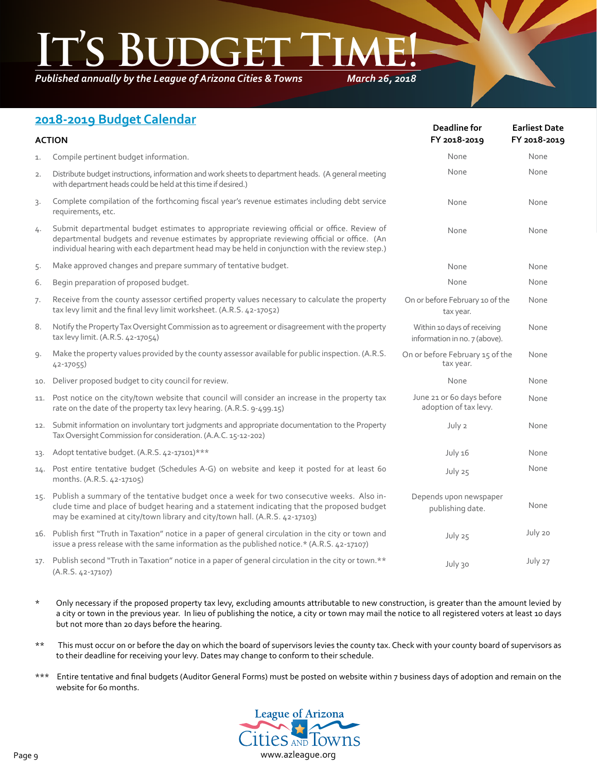# It's Budget Time!

*Published annually by the League of Arizona Cities & Towns* *March 26, 2018*

## 2018-2019 Budget Calendar

| | ACTION | Deadline for FY 2018-2019 | Earliest Date FY 2018-2019 |
|---|---|---|---|
| 1. | Compile pertinent budget information. | None | None |
| 2. | Distribute budget instructions, information and work sheets to department heads. (A general meeting with department heads could be held at this time if desired.) | None | None |
| 3. | Complete compilation of the forthcoming fiscal year's revenue estimates including debt service requirements, etc. | None | None |
| 4. | Submit departmental budget estimates to appropriate reviewing official or office. Review of departmental budgets and revenue estimates by appropriate reviewing official or office. (An individual hearing with each department head may be held in conjunction with the review step.) | None | None |
| 5. | Make approved changes and prepare summary of tentative budget. | None | None |
| 6. | Begin preparation of proposed budget. | None | None |
| 7. | Receive from the county assessor certified property values necessary to calculate the property tax levy limit and the final levy limit worksheet. (A.R.S. 42-17052) | On or before February 10 of the tax year. | None |
| 8. | Notify the Property Tax Oversight Commission as to agreement or disagreement with the property tax levy limit. (A.R.S. 42-17054) | Within 10 days of receiving information in no. 7 (above). | None |
| 9. | Make the property values provided by the county assessor available for public inspection. (A.R.S. 42-17055) | On or before February 15 of the tax year. | None |
| 10. | Deliver proposed budget to city council for review. | None | None |
| 11. | Post notice on the city/town website that council will consider an increase in the property tax rate on the date of the property tax levy hearing. (A.R.S. 9-499.15) | June 21 or 60 days before adoption of tax levy. | None |
| 12. | Submit information on involuntary tort judgments and appropriate documentation to the Property Tax Oversight Commission for consideration. (A.A.C. 15-12-202) | July 2 | None |
| 13. | Adopt tentative budget. (A.R.S. 42-17101)*** | July 16 | None |
| 14. | Post entire tentative budget (Schedules A-G) on website and keep it posted for at least 60 months. (A.R.S. 42-17105) | July 25 | None |
| 15. | Publish a summary of the tentative budget once a week for two consecutive weeks. Also include time and place of budget hearing and a statement indicating that the proposed budget may be examined at city/town library and city/town hall. (A.R.S. 42-17103) | Depends upon newspaper publishing date. | None |
| 16. | Publish first "Truth in Taxation" notice in a paper of general circulation in the city or town and issue a press release with the same information as the published notice.* (A.R.S. 42-17107) | July 25 | July 20 |
| 17. | Publish second "Truth in Taxation" notice in a paper of general circulation in the city or town.** (A.R.S. 42-17107) | July 30 | July 27 |

\* Only necessary if the proposed property tax levy, excluding amounts attributable to new construction, is greater than the amount levied by a city or town in the previous year. In lieu of publishing the notice, a city or town may mail the notice to all registered voters at least 10 days but not more than 20 days before the hearing.

\*\* This must occur on or before the day on which the board of supervisors levies the county tax. Check with your county board of supervisors as to their deadline for receiving your levy. Dates may change to conform to their schedule.

\*\*\* Entire tentative and final budgets (Auditor General Forms) must be posted on website within 7 business days of adoption and remain on the website for 60 months.

League of Arizona Cities and Towns
www.azleague.org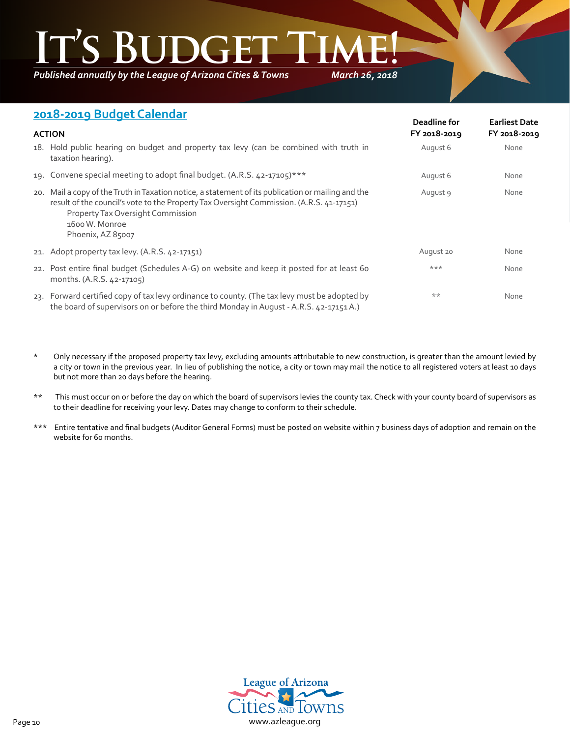# It's Budget Time!

*Published annually by the League of Arizona Cities & Towns* *March 26, 2018*

## 2018-2019 Budget Calendar

| ACTION | Deadline for FY 2018-2019 | Earliest Date FY 2018-2019 |
|---|---|---|
| 18. Hold public hearing on budget and property tax levy (can be combined with truth in taxation hearing). | August 6 | None |
| 19. Convene special meeting to adopt final budget. (A.R.S. 42-17105)*** | August 6 | None |
| 20. Mail a copy of the Truth in Taxation notice, a statement of its publication or mailing and the result of the council's vote to the Property Tax Oversight Commission. (A.R.S. 41-17151)<br>Property Tax Oversight Commission<br>1600 W. Monroe<br>Phoenix, AZ 85007 | August 9 | None |
| 21. Adopt property tax levy. (A.R.S. 42-17151) | August 20 | None |
| 22. Post entire final budget (Schedules A-G) on website and keep it posted for at least 60 months. (A.R.S. 42-17105) | *** | None |
| 23. Forward certified copy of tax levy ordinance to county. (The tax levy must be adopted by the board of supervisors on or before the third Monday in August - A.R.S. 42-17151 A.) | ** | None |

\* Only necessary if the proposed property tax levy, excluding amounts attributable to new construction, is greater than the amount levied by a city or town in the previous year. In lieu of publishing the notice, a city or town may mail the notice to all registered voters at least 10 days but not more than 20 days before the hearing.

** This must occur on or before the day on which the board of supervisors levies the county tax. Check with your county board of supervisors as to their deadline for receiving your levy. Dates may change to conform to their schedule.

*** Entire tentative and final budgets (Auditor General Forms) must be posted on website within 7 business days of adoption and remain on the website for 60 months.

League of Arizona Cities and Towns
www.azleague.org